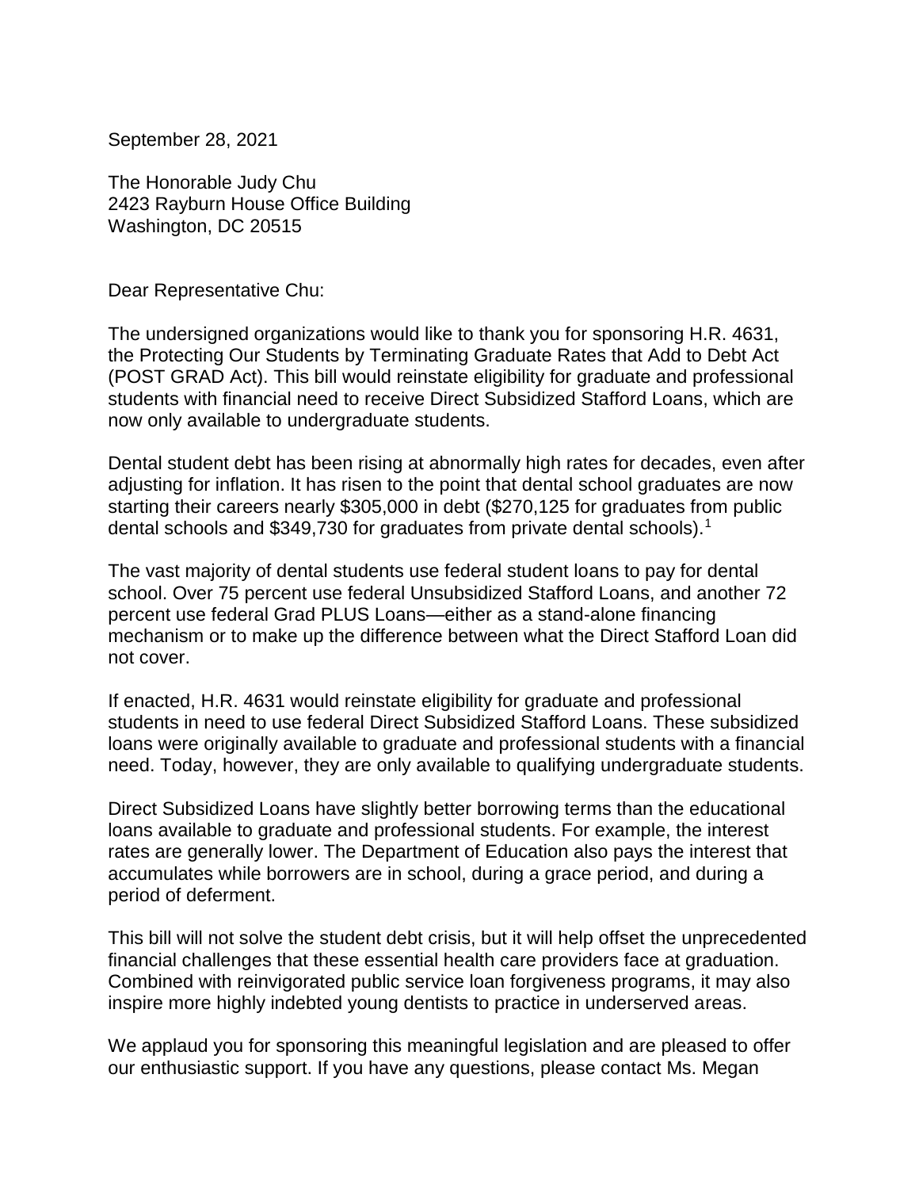September 28, 2021

The Honorable Judy Chu
2423 Rayburn House Office Building
Washington, DC 20515

Dear Representative Chu:

The undersigned organizations would like to thank you for sponsoring H.R. 4631, the Protecting Our Students by Terminating Graduate Rates that Add to Debt Act (POST GRAD Act). This bill would reinstate eligibility for graduate and professional students with financial need to receive Direct Subsidized Stafford Loans, which are now only available to undergraduate students.

Dental student debt has been rising at abnormally high rates for decades, even after adjusting for inflation. It has risen to the point that dental school graduates are now starting their careers nearly $305,000 in debt ($270,125 for graduates from public dental schools and $349,730 for graduates from private dental schools).[1]

The vast majority of dental students use federal student loans to pay for dental school. Over 75 percent use federal Unsubsidized Stafford Loans, and another 72 percent use federal Grad PLUS Loans—either as a stand-alone financing mechanism or to make up the difference between what the Direct Stafford Loan did not cover.

If enacted, H.R. 4631 would reinstate eligibility for graduate and professional students in need to use federal Direct Subsidized Stafford Loans. These subsidized loans were originally available to graduate and professional students with a financial need. Today, however, they are only available to qualifying undergraduate students.

Direct Subsidized Loans have slightly better borrowing terms than the educational loans available to graduate and professional students. For example, the interest rates are generally lower. The Department of Education also pays the interest that accumulates while borrowers are in school, during a grace period, and during a period of deferment.

This bill will not solve the student debt crisis, but it will help offset the unprecedented financial challenges that these essential health care providers face at graduation. Combined with reinvigorated public service loan forgiveness programs, it may also inspire more highly indebted young dentists to practice in underserved areas.

We applaud you for sponsoring this meaningful legislation and are pleased to offer our enthusiastic support. If you have any questions, please contact Ms. Megan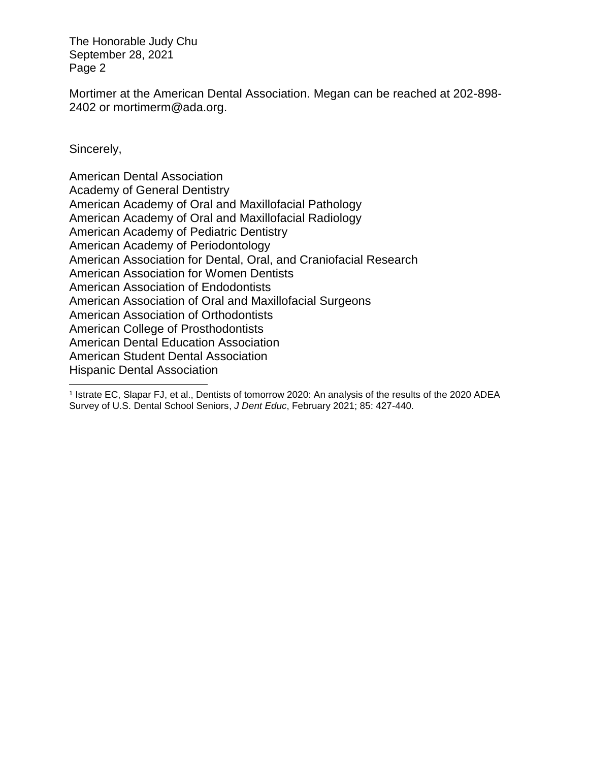Mortimer at the American Dental Association. Megan can be reached at 202-898-2402 or mortimerm@ada.org.

Sincerely,

American Dental Association
Academy of General Dentistry
American Academy of Oral and Maxillofacial Pathology
American Academy of Oral and Maxillofacial Radiology
American Academy of Pediatric Dentistry
American Academy of Periodontology
American Association for Dental, Oral, and Craniofacial Research
American Association for Women Dentists
American Association of Endodontists
American Association of Oral and Maxillofacial Surgeons
American Association of Orthodontists
American College of Prosthodontists
American Dental Education Association
American Student Dental Association
Hispanic Dental Association

---

[1] Istrate EC, Slapar FJ, et al., Dentists of tomorrow 2020: An analysis of the results of the 2020 ADEA Survey of U.S. Dental School Seniors, *J Dent Educ*, February 2021; 85: 427-440.